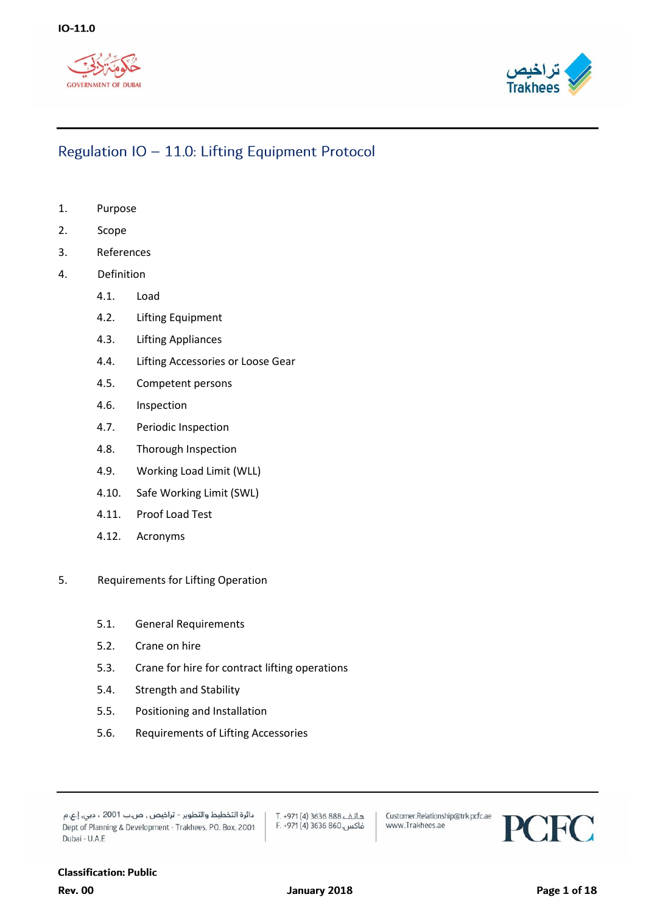# Regulation IO – 11.0: Lifting Equipment Protocol

1. Purpose
2. Scope
3. References
4. Definition
   - 4.1. Load
   - 4.2. Lifting Equipment
   - 4.3. Lifting Appliances
   - 4.4. Lifting Accessories or Loose Gear
   - 4.5. Competent persons
   - 4.6. Inspection
   - 4.7. Periodic Inspection
   - 4.8. Thorough Inspection
   - 4.9. Working Load Limit (WLL)
   - 4.10. Safe Working Limit (SWL)
   - 4.11. Proof Load Test
   - 4.12. Acronyms

5. Requirements for Lifting Operation
   - 5.1. General Requirements
   - 5.2. Crane on hire
   - 5.3. Crane for hire for contract lifting operations
   - 5.4. Strength and Stability
   - 5.5. Positioning and Installation
   - 5.6. Requirements of Lifting Accessories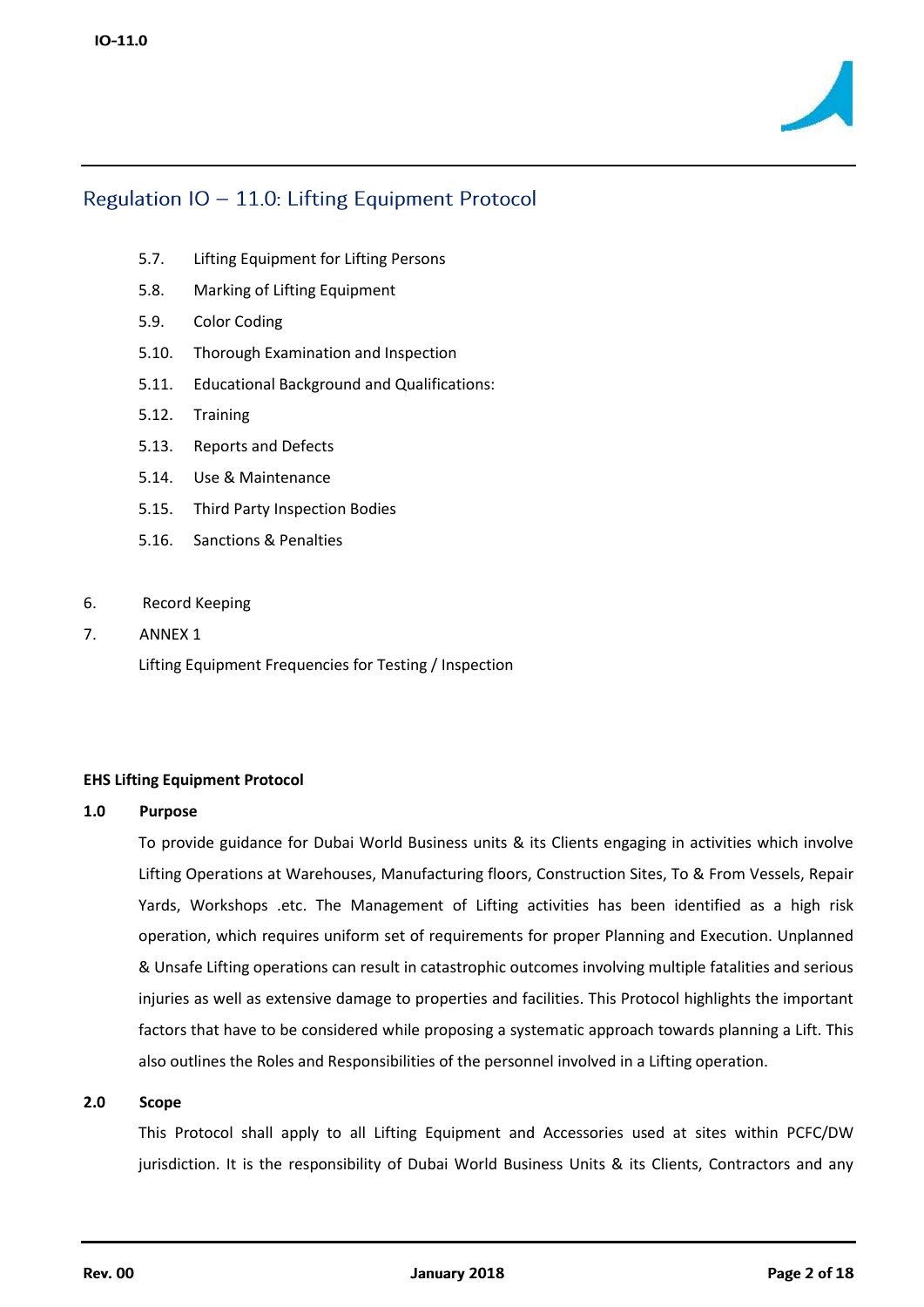## Regulation IO – 11.0: Lifting Equipment Protocol

- 5.7. Lifting Equipment for Lifting Persons
- 5.8. Marking of Lifting Equipment
- 5.9. Color Coding
- 5.10. Thorough Examination and Inspection
- 5.11. Educational Background and Qualifications:
- 5.12. Training
- 5.13. Reports and Defects
- 5.14. Use & Maintenance
- 5.15. Third Party Inspection Bodies
- 5.16. Sanctions & Penalties

6. Record Keeping
7. ANNEX 1

   Lifting Equipment Frequencies for Testing / Inspection

**EHS Lifting Equipment Protocol**

**1.0 Purpose**

To provide guidance for Dubai World Business units & its Clients engaging in activities which involve Lifting Operations at Warehouses, Manufacturing floors, Construction Sites, To & From Vessels, Repair Yards, Workshops .etc. The Management of Lifting activities has been identified as a high risk operation, which requires uniform set of requirements for proper Planning and Execution. Unplanned & Unsafe Lifting operations can result in catastrophic outcomes involving multiple fatalities and serious injuries as well as extensive damage to properties and facilities. This Protocol highlights the important factors that have to be considered while proposing a systematic approach towards planning a Lift. This also outlines the Roles and Responsibilities of the personnel involved in a Lifting operation.

**2.0 Scope**

This Protocol shall apply to all Lifting Equipment and Accessories used at sites within PCFC/DW jurisdiction. It is the responsibility of Dubai World Business Units & its Clients, Contractors and any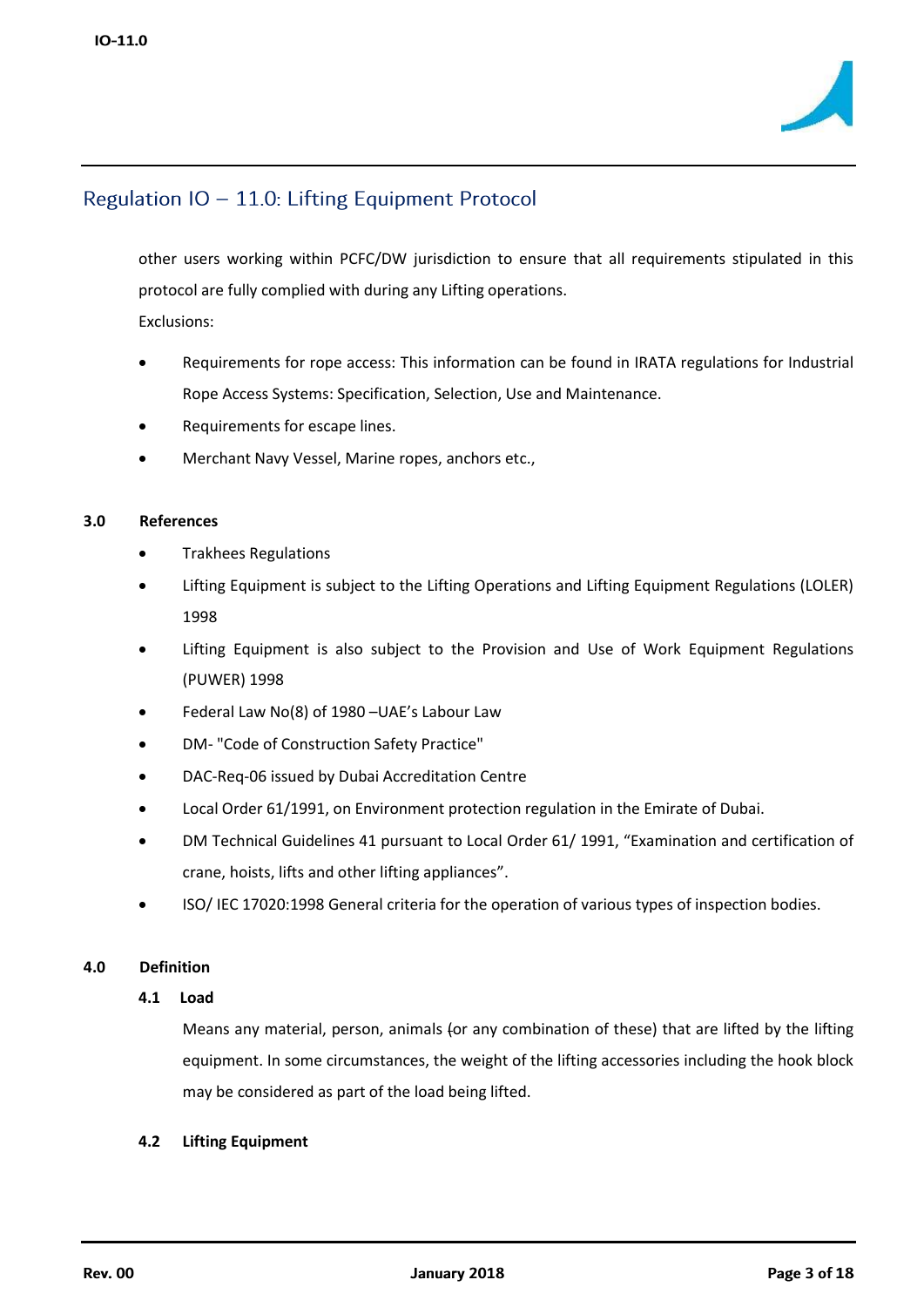other users working within PCFC/DW jurisdiction to ensure that all requirements stipulated in this protocol are fully complied with during any Lifting operations.

Exclusions:

- Requirements for rope access: This information can be found in IRATA regulations for Industrial Rope Access Systems: Specification, Selection, Use and Maintenance.
- Requirements for escape lines.
- Merchant Navy Vessel, Marine ropes, anchors etc.,

## 3.0 References

- Trakhees Regulations
- Lifting Equipment is subject to the Lifting Operations and Lifting Equipment Regulations (LOLER) 1998
- Lifting Equipment is also subject to the Provision and Use of Work Equipment Regulations (PUWER) 1998
- Federal Law No(8) of 1980 –UAE's Labour Law
- DM- "Code of Construction Safety Practice"
- DAC-Req-06 issued by Dubai Accreditation Centre
- Local Order 61/1991, on Environment protection regulation in the Emirate of Dubai.
- DM Technical Guidelines 41 pursuant to Local Order 61/ 1991, "Examination and certification of crane, hoists, lifts and other lifting appliances".
- ISO/ IEC 17020:1998 General criteria for the operation of various types of inspection bodies.

## 4.0 Definition

### 4.1 Load

Means any material, person, animals (or any combination of these) that are lifted by the lifting equipment. In some circumstances, the weight of the lifting accessories including the hook block may be considered as part of the load being lifted.

### 4.2 Lifting Equipment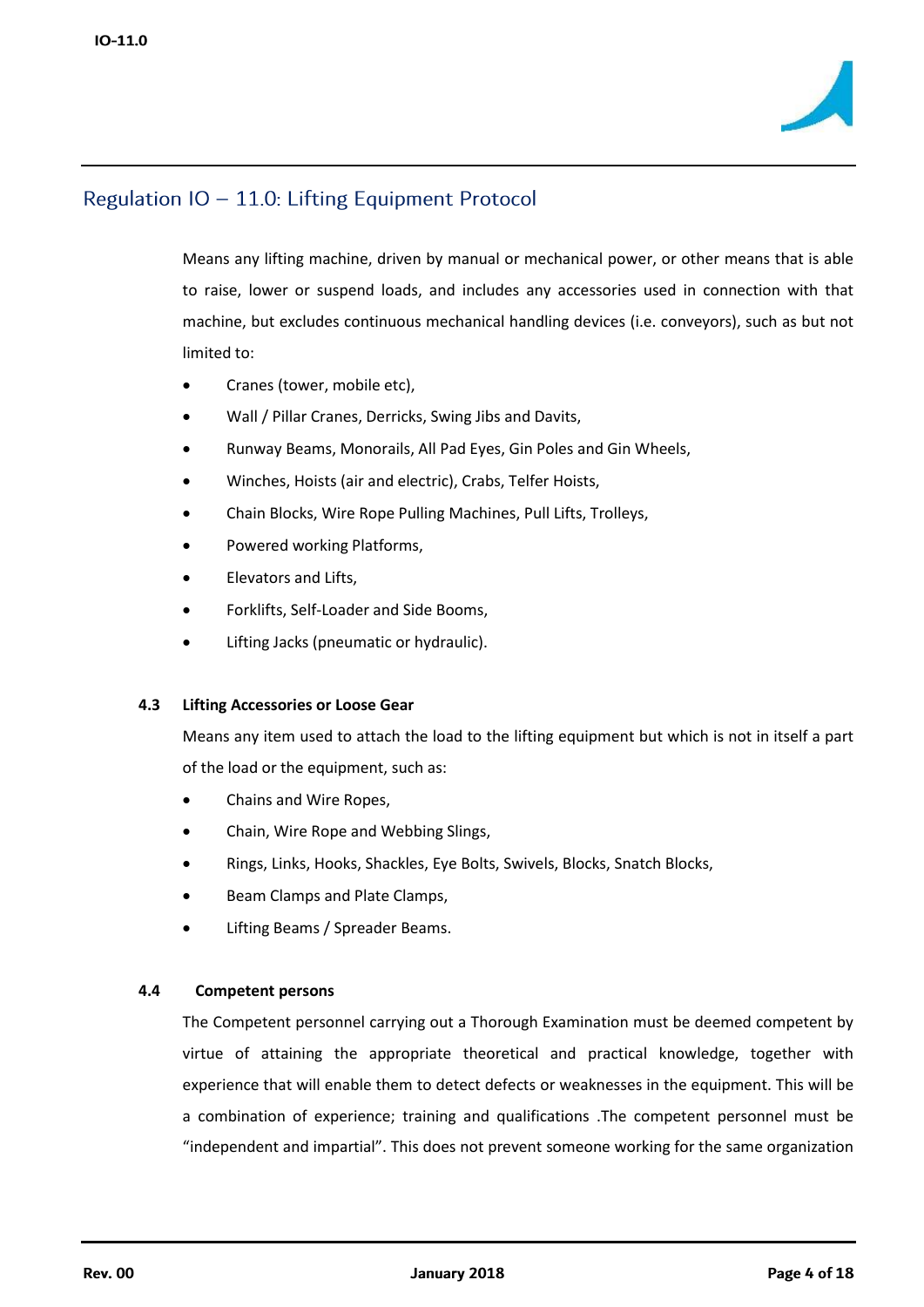## Regulation IO – 11.0: Lifting Equipment Protocol

Means any lifting machine, driven by manual or mechanical power, or other means that is able to raise, lower or suspend loads, and includes any accessories used in connection with that machine, but excludes continuous mechanical handling devices (i.e. conveyors), such as but not limited to:

- Cranes (tower, mobile etc),
- Wall / Pillar Cranes, Derricks, Swing Jibs and Davits,
- Runway Beams, Monorails, All Pad Eyes, Gin Poles and Gin Wheels,
- Winches, Hoists (air and electric), Crabs, Telfer Hoists,
- Chain Blocks, Wire Rope Pulling Machines, Pull Lifts, Trolleys,
- Powered working Platforms,
- Elevators and Lifts,
- Forklifts, Self-Loader and Side Booms,
- Lifting Jacks (pneumatic or hydraulic).

### 4.3 Lifting Accessories or Loose Gear

Means any item used to attach the load to the lifting equipment but which is not in itself a part of the load or the equipment, such as:

- Chains and Wire Ropes,
- Chain, Wire Rope and Webbing Slings,
- Rings, Links, Hooks, Shackles, Eye Bolts, Swivels, Blocks, Snatch Blocks,
- Beam Clamps and Plate Clamps,
- Lifting Beams / Spreader Beams.

### 4.4 Competent persons

The Competent personnel carrying out a Thorough Examination must be deemed competent by virtue of attaining the appropriate theoretical and practical knowledge, together with experience that will enable them to detect defects or weaknesses in the equipment. This will be a combination of experience; training and qualifications .The competent personnel must be "independent and impartial". This does not prevent someone working for the same organization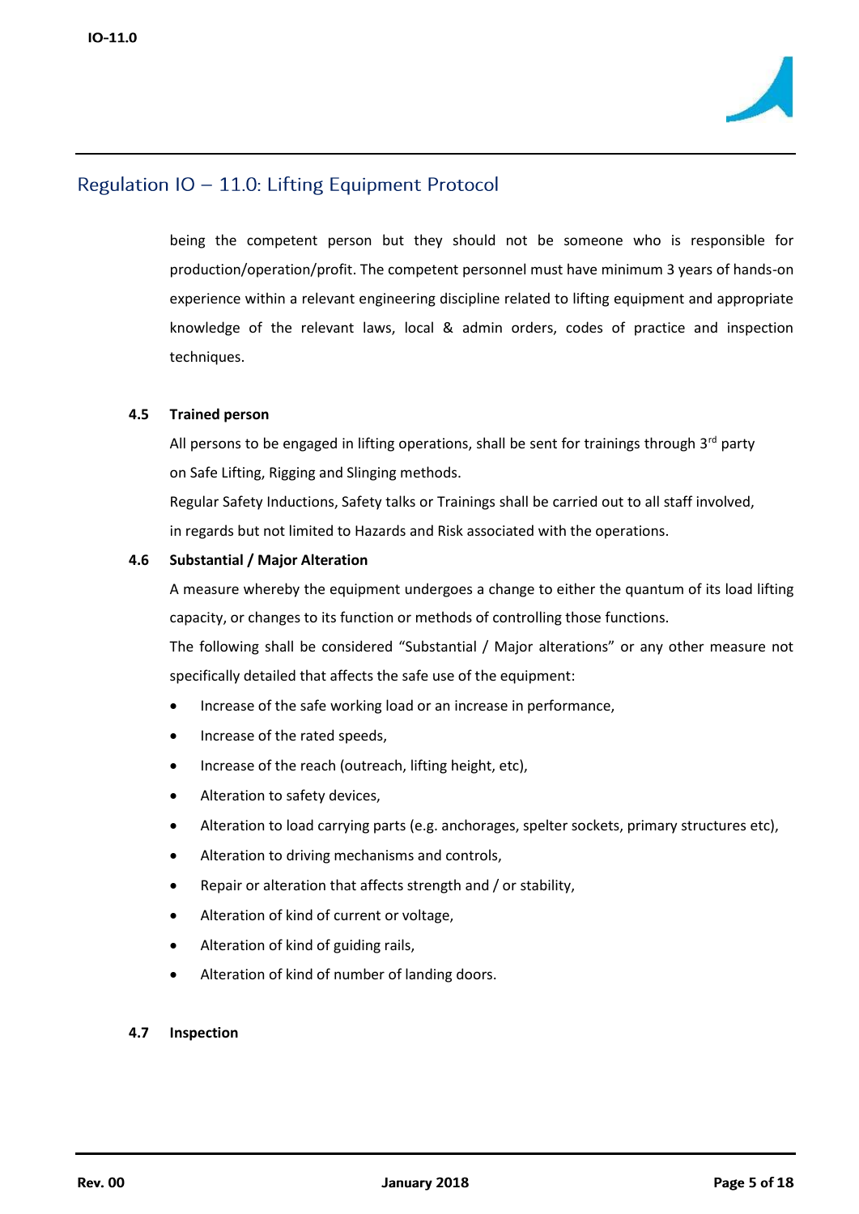being the competent person but they should not be someone who is responsible for production/operation/profit. The competent personnel must have minimum 3 years of hands-on experience within a relevant engineering discipline related to lifting equipment and appropriate knowledge of the relevant laws, local & admin orders, codes of practice and inspection techniques.

### 4.5 Trained person

All persons to be engaged in lifting operations, shall be sent for trainings through 3rd party on Safe Lifting, Rigging and Slinging methods.

Regular Safety Inductions, Safety talks or Trainings shall be carried out to all staff involved, in regards but not limited to Hazards and Risk associated with the operations.

### 4.6 Substantial / Major Alteration

A measure whereby the equipment undergoes a change to either the quantum of its load lifting capacity, or changes to its function or methods of controlling those functions.

The following shall be considered "Substantial / Major alterations" or any other measure not specifically detailed that affects the safe use of the equipment:

- Increase of the safe working load or an increase in performance,
- Increase of the rated speeds,
- Increase of the reach (outreach, lifting height, etc),
- Alteration to safety devices,
- Alteration to load carrying parts (e.g. anchorages, spelter sockets, primary structures etc),
- Alteration to driving mechanisms and controls,
- Repair or alteration that affects strength and / or stability,
- Alteration of kind of current or voltage,
- Alteration of kind of guiding rails,
- Alteration of kind of number of landing doors.

### 4.7 Inspection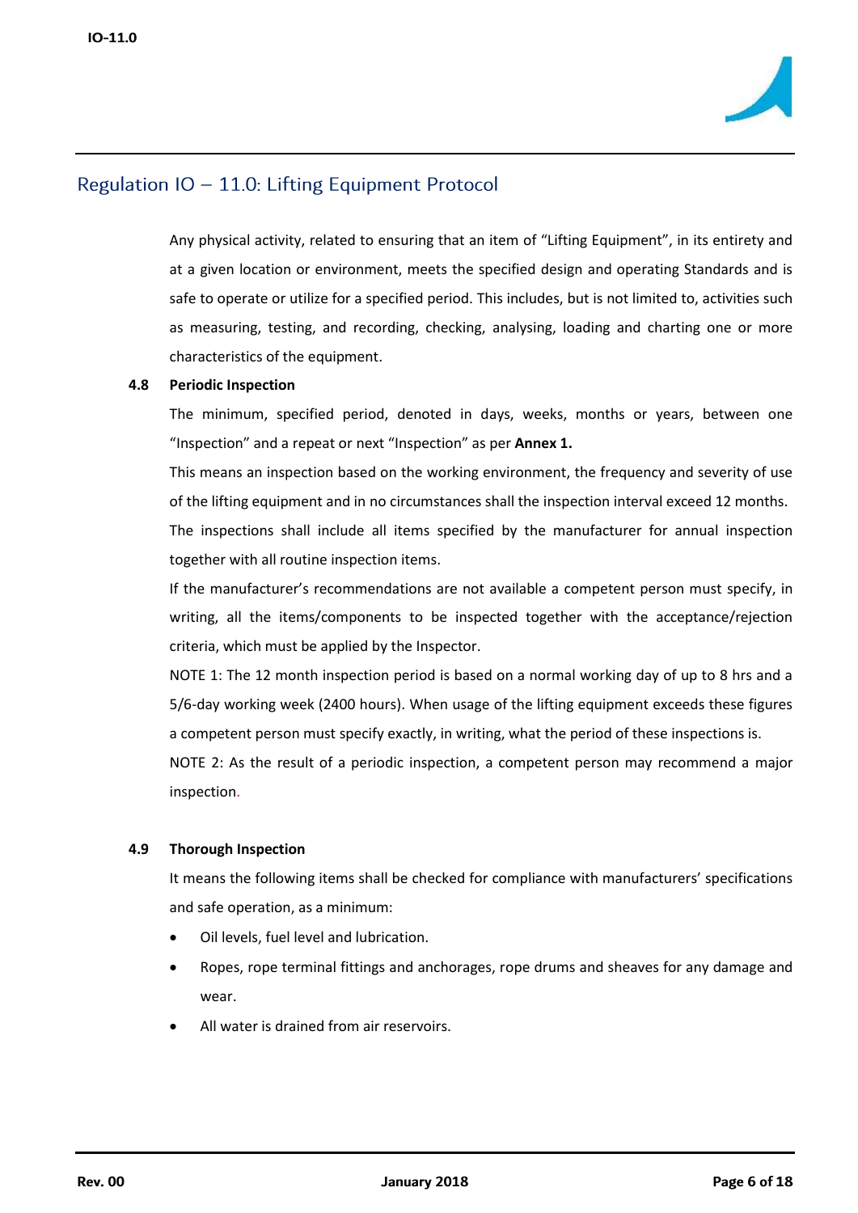Any physical activity, related to ensuring that an item of "Lifting Equipment", in its entirety and at a given location or environment, meets the specified design and operating Standards and is safe to operate or utilize for a specified period. This includes, but is not limited to, activities such as measuring, testing, and recording, checking, analysing, loading and charting one or more characteristics of the equipment.

### 4.8 Periodic Inspection

The minimum, specified period, denoted in days, weeks, months or years, between one "Inspection" and a repeat or next "Inspection" as per **Annex 1.**

This means an inspection based on the working environment, the frequency and severity of use of the lifting equipment and in no circumstances shall the inspection interval exceed 12 months.

The inspections shall include all items specified by the manufacturer for annual inspection together with all routine inspection items.

If the manufacturer's recommendations are not available a competent person must specify, in writing, all the items/components to be inspected together with the acceptance/rejection criteria, which must be applied by the Inspector.

NOTE 1: The 12 month inspection period is based on a normal working day of up to 8 hrs and a 5/6-day working week (2400 hours). When usage of the lifting equipment exceeds these figures a competent person must specify exactly, in writing, what the period of these inspections is.

NOTE 2: As the result of a periodic inspection, a competent person may recommend a major inspection.

### 4.9 Thorough Inspection

It means the following items shall be checked for compliance with manufacturers' specifications and safe operation, as a minimum:

- Oil levels, fuel level and lubrication.
- Ropes, rope terminal fittings and anchorages, rope drums and sheaves for any damage and wear.
- All water is drained from air reservoirs.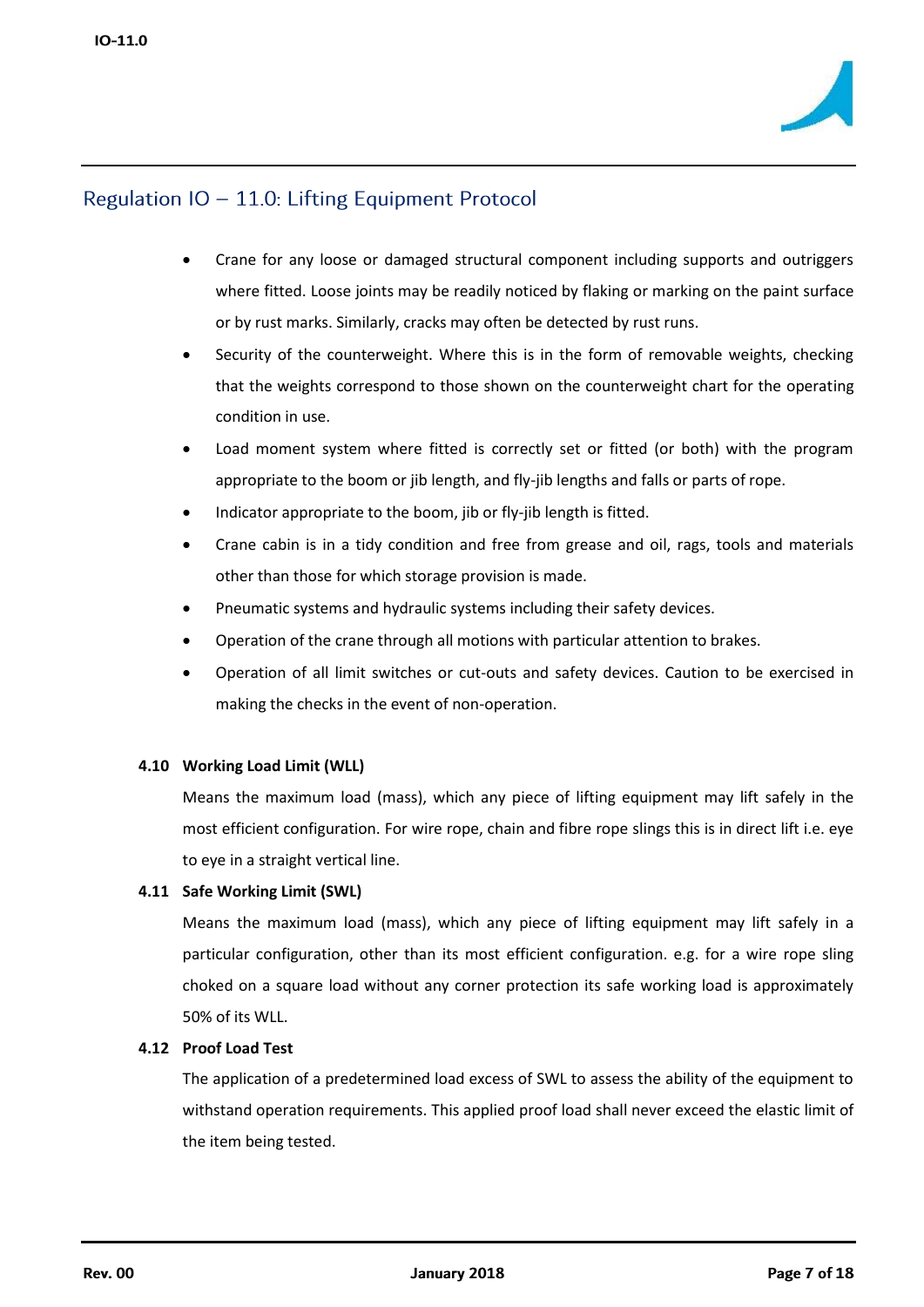- Crane for any loose or damaged structural component including supports and outriggers where fitted. Loose joints may be readily noticed by flaking or marking on the paint surface or by rust marks. Similarly, cracks may often be detected by rust runs.
- Security of the counterweight. Where this is in the form of removable weights, checking that the weights correspond to those shown on the counterweight chart for the operating condition in use.
- Load moment system where fitted is correctly set or fitted (or both) with the program appropriate to the boom or jib length, and fly-jib lengths and falls or parts of rope.
- Indicator appropriate to the boom, jib or fly-jib length is fitted.
- Crane cabin is in a tidy condition and free from grease and oil, rags, tools and materials other than those for which storage provision is made.
- Pneumatic systems and hydraulic systems including their safety devices.
- Operation of the crane through all motions with particular attention to brakes.
- Operation of all limit switches or cut-outs and safety devices. Caution to be exercised in making the checks in the event of non-operation.

**4.10 Working Load Limit (WLL)**

Means the maximum load (mass), which any piece of lifting equipment may lift safely in the most efficient configuration. For wire rope, chain and fibre rope slings this is in direct lift i.e. eye to eye in a straight vertical line.

**4.11 Safe Working Limit (SWL)**

Means the maximum load (mass), which any piece of lifting equipment may lift safely in a particular configuration, other than its most efficient configuration. e.g. for a wire rope sling choked on a square load without any corner protection its safe working load is approximately 50% of its WLL.

**4.12 Proof Load Test**

The application of a predetermined load excess of SWL to assess the ability of the equipment to withstand operation requirements. This applied proof load shall never exceed the elastic limit of the item being tested.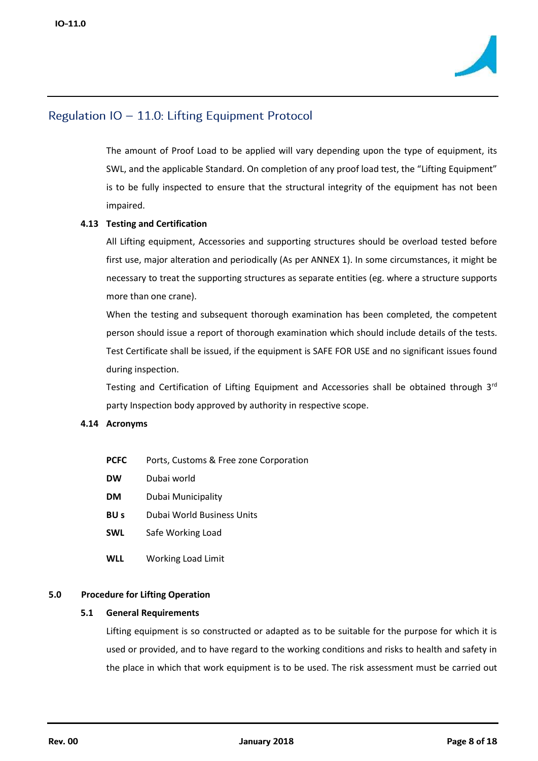The amount of Proof Load to be applied will vary depending upon the type of equipment, its SWL, and the applicable Standard. On completion of any proof load test, the "Lifting Equipment" is to be fully inspected to ensure that the structural integrity of the equipment has not been impaired.

### 4.13 Testing and Certification

All Lifting equipment, Accessories and supporting structures should be overload tested before first use, major alteration and periodically (As per ANNEX 1). In some circumstances, it might be necessary to treat the supporting structures as separate entities (eg. where a structure supports more than one crane).

When the testing and subsequent thorough examination has been completed, the competent person should issue a report of thorough examination which should include details of the tests. Test Certificate shall be issued, if the equipment is SAFE FOR USE and no significant issues found during inspection.

Testing and Certification of Lifting Equipment and Accessories shall be obtained through 3rd party Inspection body approved by authority in respective scope.

### 4.14 Acronyms

| | |
|---|---|
| **PCFC** | Ports, Customs & Free zone Corporation |
| **DW** | Dubai world |
| **DM** | Dubai Municipality |
| **BU s** | Dubai World Business Units |
| **SWL** | Safe Working Load |
| **WLL** | Working Load Limit |

## 5.0 Procedure for Lifting Operation

### 5.1 General Requirements

Lifting equipment is so constructed or adapted as to be suitable for the purpose for which it is used or provided, and to have regard to the working conditions and risks to health and safety in the place in which that work equipment is to be used. The risk assessment must be carried out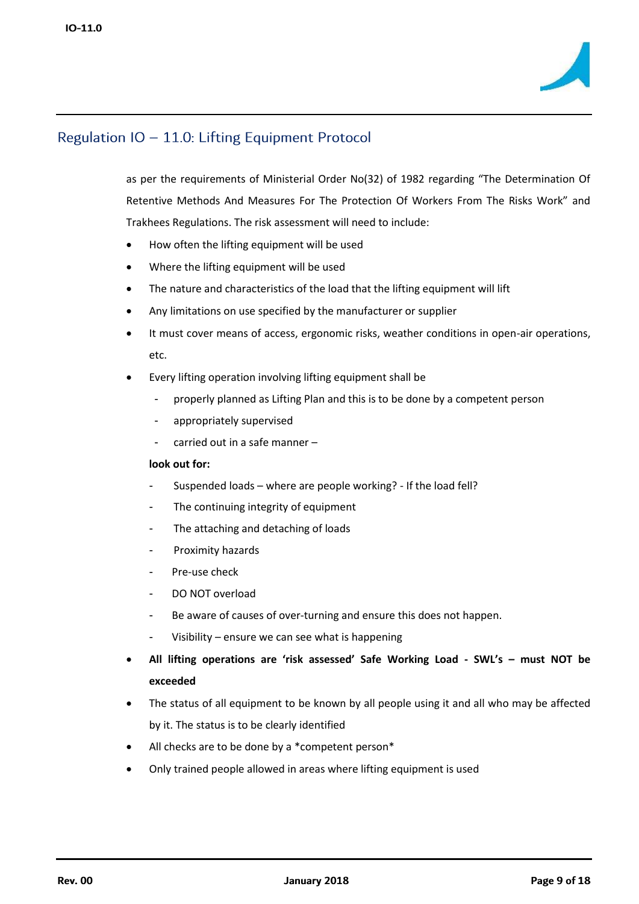## Regulation IO – 11.0: Lifting Equipment Protocol

as per the requirements of Ministerial Order No(32) of 1982 regarding "The Determination Of Retentive Methods And Measures For The Protection Of Workers From The Risks Work" and Trakhees Regulations. The risk assessment will need to include:

- How often the lifting equipment will be used
- Where the lifting equipment will be used
- The nature and characteristics of the load that the lifting equipment will lift
- Any limitations on use specified by the manufacturer or supplier
- It must cover means of access, ergonomic risks, weather conditions in open-air operations, etc.
- Every lifting operation involving lifting equipment shall be
  - properly planned as Lifting Plan and this is to be done by a competent person
  - appropriately supervised
  - carried out in a safe manner –

  **look out for:**

  - Suspended loads – where are people working? - If the load fell?
  - The continuing integrity of equipment
  - The attaching and detaching of loads
  - Proximity hazards
  - Pre-use check
  - DO NOT overload
  - Be aware of causes of over-turning and ensure this does not happen.
  - Visibility – ensure we can see what is happening
- **All lifting operations are 'risk assessed' Safe Working Load - SWL's – must NOT be exceeded**
- The status of all equipment to be known by all people using it and all who may be affected by it. The status is to be clearly identified
- All checks are to be done by a *competent person*
- Only trained people allowed in areas where lifting equipment is used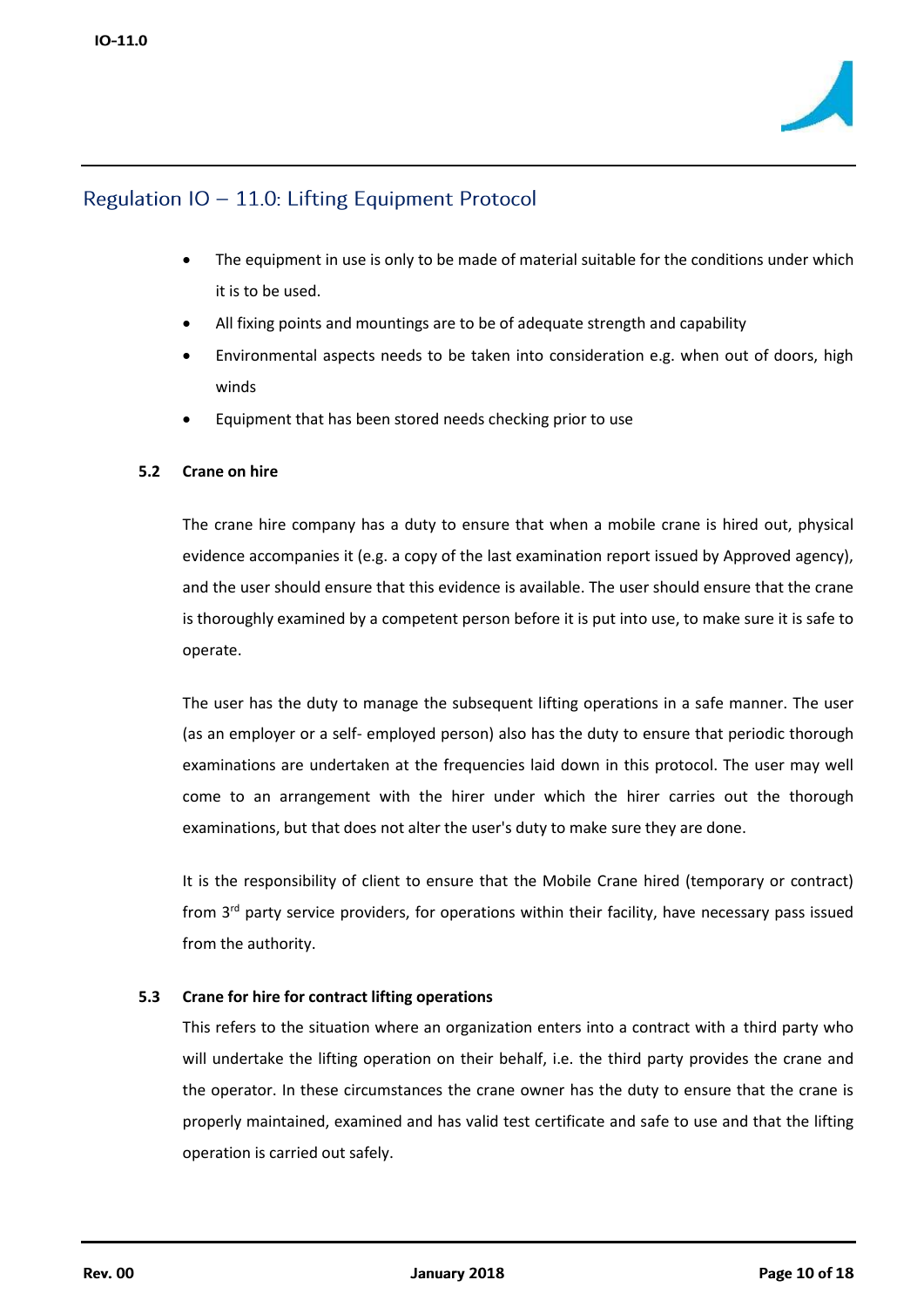## Regulation IO – 11.0: Lifting Equipment Protocol

- The equipment in use is only to be made of material suitable for the conditions under which it is to be used.
- All fixing points and mountings are to be of adequate strength and capability
- Environmental aspects needs to be taken into consideration e.g. when out of doors, high winds
- Equipment that has been stored needs checking prior to use

### 5.2 Crane on hire

The crane hire company has a duty to ensure that when a mobile crane is hired out, physical evidence accompanies it (e.g. a copy of the last examination report issued by Approved agency), and the user should ensure that this evidence is available. The user should ensure that the crane is thoroughly examined by a competent person before it is put into use, to make sure it is safe to operate.

The user has the duty to manage the subsequent lifting operations in a safe manner. The user (as an employer or a self- employed person) also has the duty to ensure that periodic thorough examinations are undertaken at the frequencies laid down in this protocol. The user may well come to an arrangement with the hirer under which the hirer carries out the thorough examinations, but that does not alter the user's duty to make sure they are done.

It is the responsibility of client to ensure that the Mobile Crane hired (temporary or contract) from 3rd party service providers, for operations within their facility, have necessary pass issued from the authority.

### 5.3 Crane for hire for contract lifting operations

This refers to the situation where an organization enters into a contract with a third party who will undertake the lifting operation on their behalf, i.e. the third party provides the crane and the operator. In these circumstances the crane owner has the duty to ensure that the crane is properly maintained, examined and has valid test certificate and safe to use and that the lifting operation is carried out safely.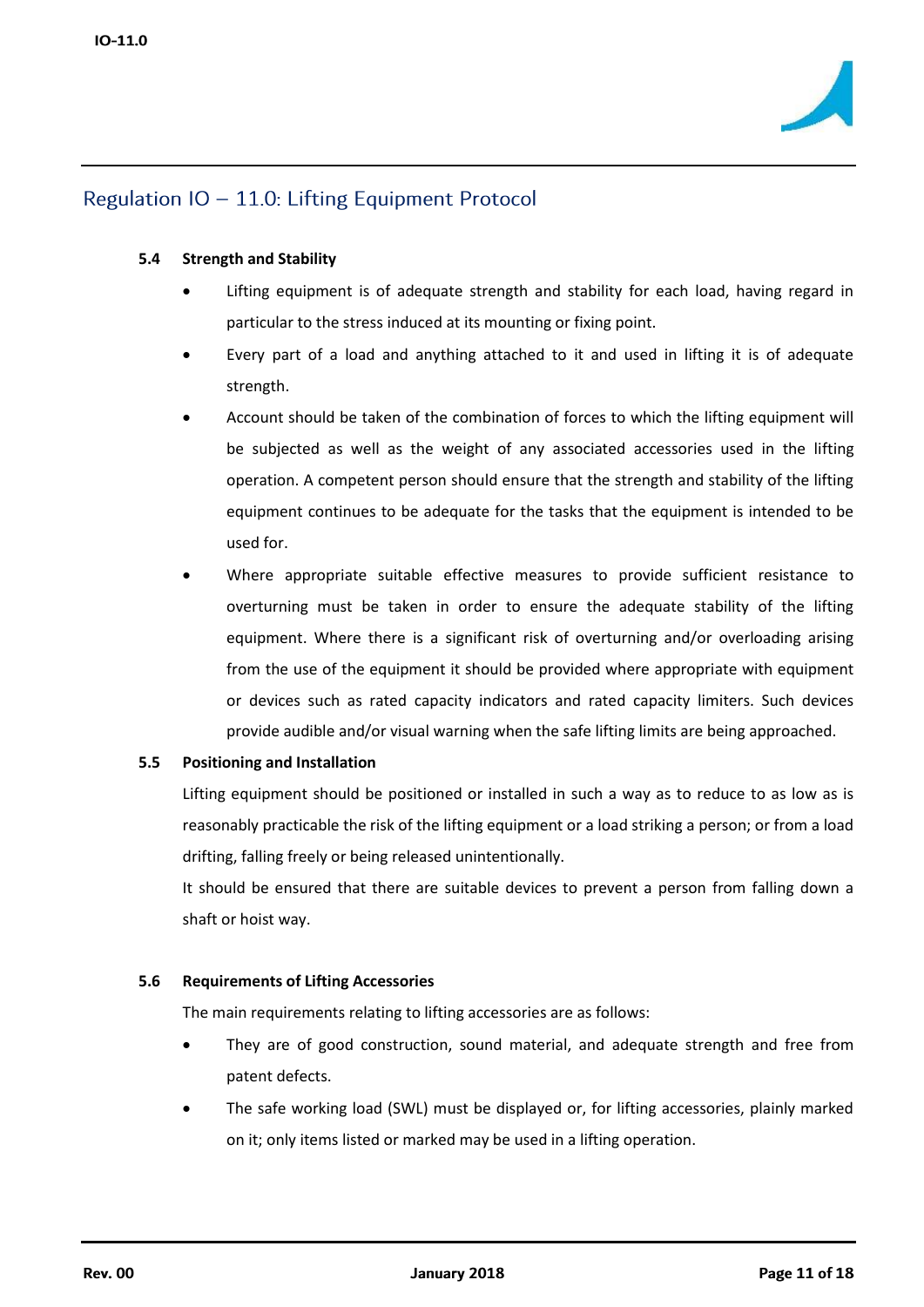## Regulation IO – 11.0: Lifting Equipment Protocol

### 5.4 Strength and Stability

- Lifting equipment is of adequate strength and stability for each load, having regard in particular to the stress induced at its mounting or fixing point.
- Every part of a load and anything attached to it and used in lifting it is of adequate strength.
- Account should be taken of the combination of forces to which the lifting equipment will be subjected as well as the weight of any associated accessories used in the lifting operation. A competent person should ensure that the strength and stability of the lifting equipment continues to be adequate for the tasks that the equipment is intended to be used for.
- Where appropriate suitable effective measures to provide sufficient resistance to overturning must be taken in order to ensure the adequate stability of the lifting equipment. Where there is a significant risk of overturning and/or overloading arising from the use of the equipment it should be provided where appropriate with equipment or devices such as rated capacity indicators and rated capacity limiters. Such devices provide audible and/or visual warning when the safe lifting limits are being approached.

### 5.5 Positioning and Installation

Lifting equipment should be positioned or installed in such a way as to reduce to as low as is reasonably practicable the risk of the lifting equipment or a load striking a person; or from a load drifting, falling freely or being released unintentionally.

It should be ensured that there are suitable devices to prevent a person from falling down a shaft or hoist way.

### 5.6 Requirements of Lifting Accessories

The main requirements relating to lifting accessories are as follows:

- They are of good construction, sound material, and adequate strength and free from patent defects.
- The safe working load (SWL) must be displayed or, for lifting accessories, plainly marked on it; only items listed or marked may be used in a lifting operation.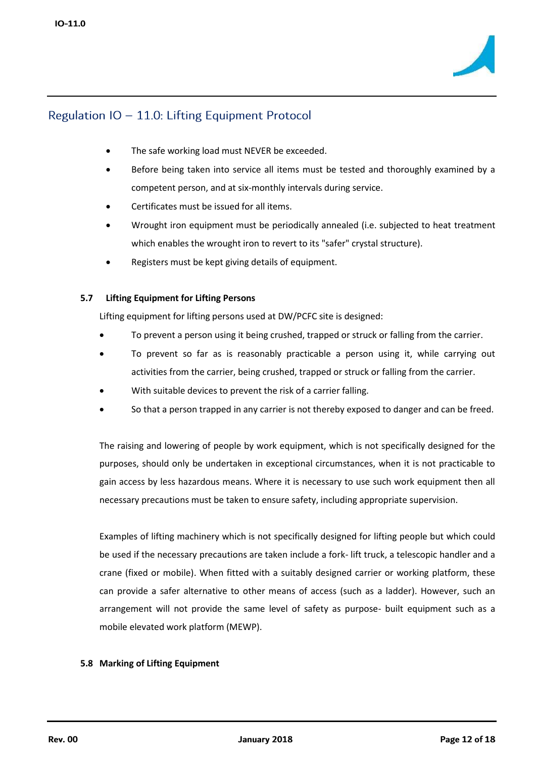- The safe working load must NEVER be exceeded.
- Before being taken into service all items must be tested and thoroughly examined by a competent person, and at six-monthly intervals during service.
- Certificates must be issued for all items.
- Wrought iron equipment must be periodically annealed (i.e. subjected to heat treatment which enables the wrought iron to revert to its "safer" crystal structure).
- Registers must be kept giving details of equipment.

### 5.7 Lifting Equipment for Lifting Persons

Lifting equipment for lifting persons used at DW/PCFC site is designed:

- To prevent a person using it being crushed, trapped or struck or falling from the carrier.
- To prevent so far as is reasonably practicable a person using it, while carrying out activities from the carrier, being crushed, trapped or struck or falling from the carrier.
- With suitable devices to prevent the risk of a carrier falling.
- So that a person trapped in any carrier is not thereby exposed to danger and can be freed.

The raising and lowering of people by work equipment, which is not specifically designed for the purposes, should only be undertaken in exceptional circumstances, when it is not practicable to gain access by less hazardous means. Where it is necessary to use such work equipment then all necessary precautions must be taken to ensure safety, including appropriate supervision.

Examples of lifting machinery which is not specifically designed for lifting people but which could be used if the necessary precautions are taken include a fork- lift truck, a telescopic handler and a crane (fixed or mobile). When fitted with a suitably designed carrier or working platform, these can provide a safer alternative to other means of access (such as a ladder). However, such an arrangement will not provide the same level of safety as purpose- built equipment such as a mobile elevated work platform (MEWP).

### 5.8 Marking of Lifting Equipment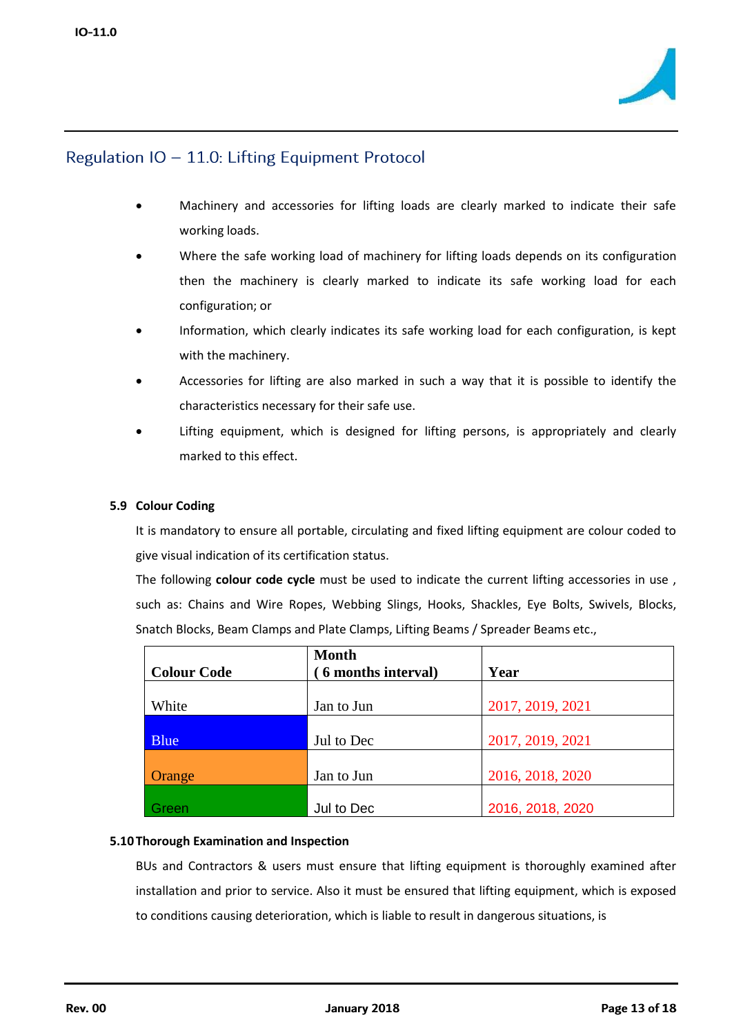## Regulation IO – 11.0: Lifting Equipment Protocol

- Machinery and accessories for lifting loads are clearly marked to indicate their safe working loads.
- Where the safe working load of machinery for lifting loads depends on its configuration then the machinery is clearly marked to indicate its safe working load for each configuration; or
- Information, which clearly indicates its safe working load for each configuration, is kept with the machinery.
- Accessories for lifting are also marked in such a way that it is possible to identify the characteristics necessary for their safe use.
- Lifting equipment, which is designed for lifting persons, is appropriately and clearly marked to this effect.

### 5.9 Colour Coding

It is mandatory to ensure all portable, circulating and fixed lifting equipment are colour coded to give visual indication of its certification status.

The following **colour code cycle** must be used to indicate the current lifting accessories in use , such as: Chains and Wire Ropes, Webbing Slings, Hooks, Shackles, Eye Bolts, Swivels, Blocks, Snatch Blocks, Beam Clamps and Plate Clamps, Lifting Beams / Spreader Beams etc.,

| Colour Code | Month ( 6 months interval) | Year |
|---|---|---|
| White | Jan to Jun | 2017, 2019, 2021 |
| Blue | Jul to Dec | 2017, 2019, 2021 |
| Orange | Jan to Jun | 2016, 2018, 2020 |
| Green | Jul to Dec | 2016, 2018, 2020 |

### 5.10 Thorough Examination and Inspection

BUs and Contractors & users must ensure that lifting equipment is thoroughly examined after installation and prior to service. Also it must be ensured that lifting equipment, which is exposed to conditions causing deterioration, which is liable to result in dangerous situations, is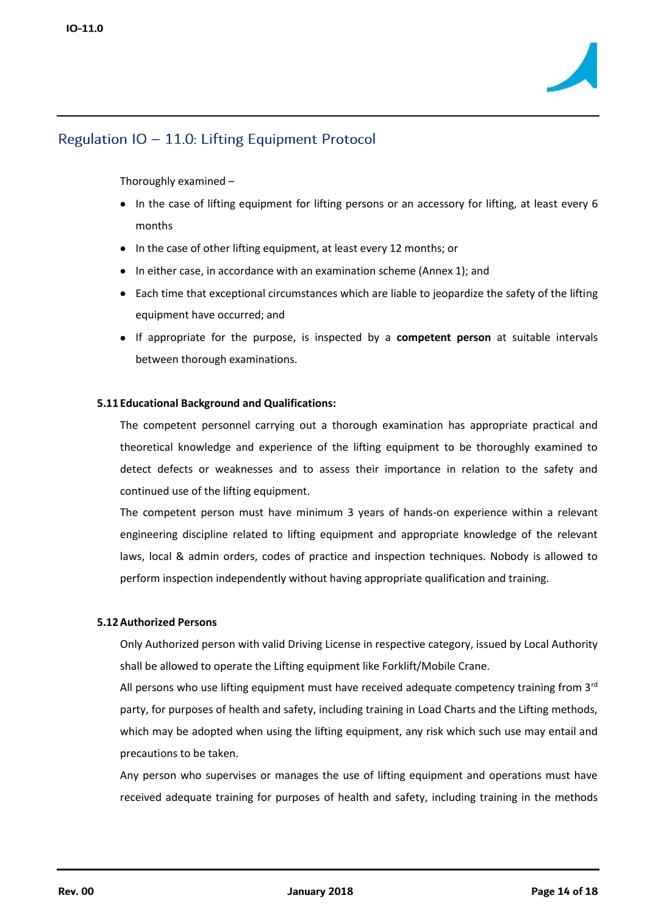Thoroughly examined –

- In the case of lifting equipment for lifting persons or an accessory for lifting, at least every 6 months
- In the case of other lifting equipment, at least every 12 months; or
- In either case, in accordance with an examination scheme (Annex 1); and
- Each time that exceptional circumstances which are liable to jeopardize the safety of the lifting equipment have occurred; and
- If appropriate for the purpose, is inspected by a **competent person** at suitable intervals between thorough examinations.

### 5.11 Educational Background and Qualifications:

The competent personnel carrying out a thorough examination has appropriate practical and theoretical knowledge and experience of the lifting equipment to be thoroughly examined to detect defects or weaknesses and to assess their importance in relation to the safety and continued use of the lifting equipment.

The competent person must have minimum 3 years of hands-on experience within a relevant engineering discipline related to lifting equipment and appropriate knowledge of the relevant laws, local & admin orders, codes of practice and inspection techniques. Nobody is allowed to perform inspection independently without having appropriate qualification and training.

### 5.12 Authorized Persons

Only Authorized person with valid Driving License in respective category, issued by Local Authority shall be allowed to operate the Lifting equipment like Forklift/Mobile Crane.

All persons who use lifting equipment must have received adequate competency training from 3rd party, for purposes of health and safety, including training in Load Charts and the Lifting methods, which may be adopted when using the lifting equipment, any risk which such use may entail and precautions to be taken.

Any person who supervises or manages the use of lifting equipment and operations must have received adequate training for purposes of health and safety, including training in the methods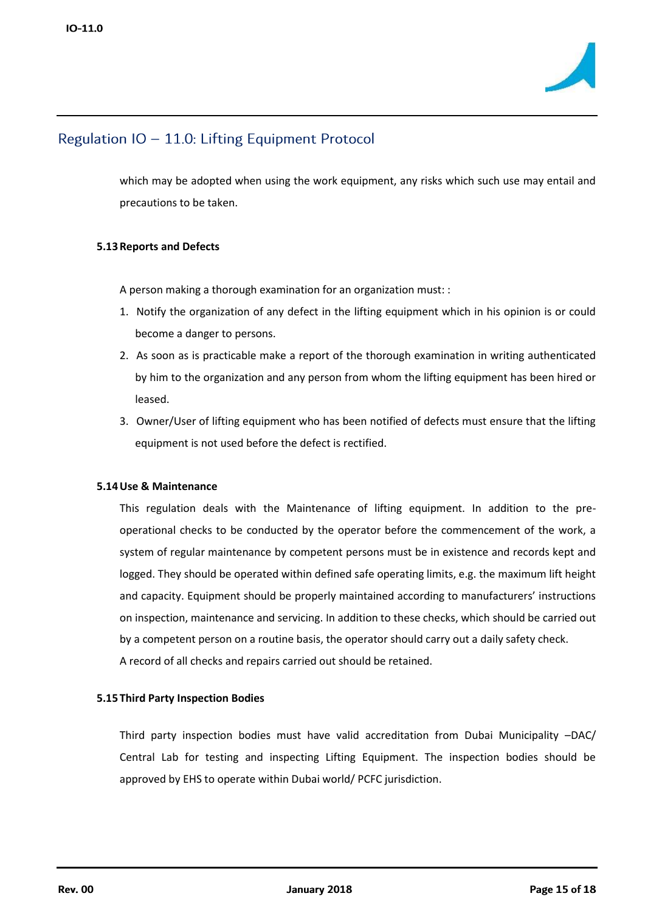which may be adopted when using the work equipment, any risks which such use may entail and precautions to be taken.

**5.13 Reports and Defects**

A person making a thorough examination for an organization must: :

1. Notify the organization of any defect in the lifting equipment which in his opinion is or could become a danger to persons.
2. As soon as is practicable make a report of the thorough examination in writing authenticated by him to the organization and any person from whom the lifting equipment has been hired or leased.
3. Owner/User of lifting equipment who has been notified of defects must ensure that the lifting equipment is not used before the defect is rectified.

**5.14 Use & Maintenance**

This regulation deals with the Maintenance of lifting equipment. In addition to the pre-operational checks to be conducted by the operator before the commencement of the work, a system of regular maintenance by competent persons must be in existence and records kept and logged. They should be operated within defined safe operating limits, e.g. the maximum lift height and capacity. Equipment should be properly maintained according to manufacturers' instructions on inspection, maintenance and servicing. In addition to these checks, which should be carried out by a competent person on a routine basis, the operator should carry out a daily safety check.
A record of all checks and repairs carried out should be retained.

**5.15 Third Party Inspection Bodies**

Third party inspection bodies must have valid accreditation from Dubai Municipality –DAC/ Central Lab for testing and inspecting Lifting Equipment. The inspection bodies should be approved by EHS to operate within Dubai world/ PCFC jurisdiction.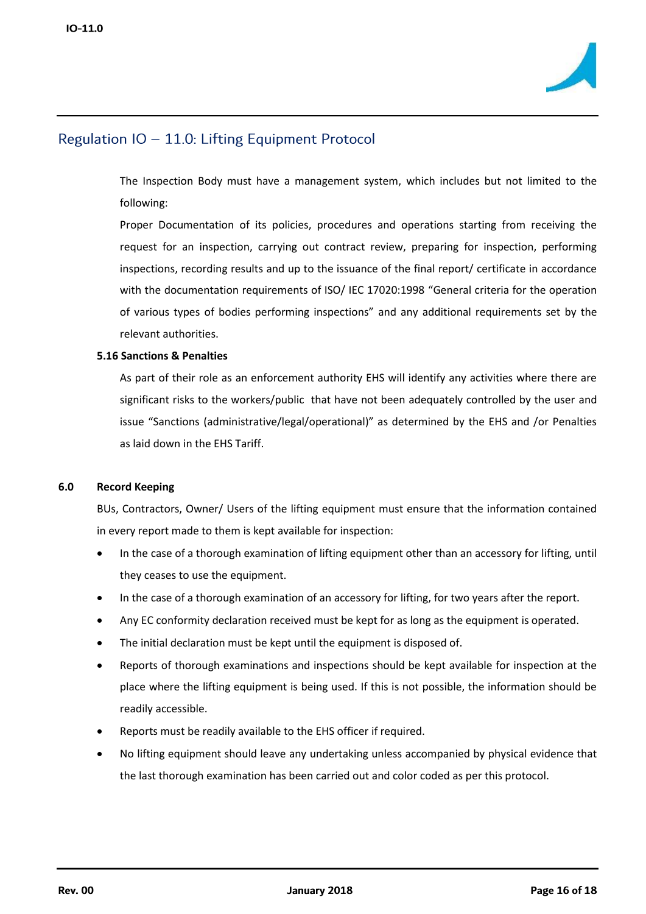The Inspection Body must have a management system, which includes but not limited to the following:

Proper Documentation of its policies, procedures and operations starting from receiving the request for an inspection, carrying out contract review, preparing for inspection, performing inspections, recording results and up to the issuance of the final report/ certificate in accordance with the documentation requirements of ISO/ IEC 17020:1998 "General criteria for the operation of various types of bodies performing inspections" and any additional requirements set by the relevant authorities.

**5.16 Sanctions & Penalties**

As part of their role as an enforcement authority EHS will identify any activities where there are significant risks to the workers/public that have not been adequately controlled by the user and issue "Sanctions (administrative/legal/operational)" as determined by the EHS and /or Penalties as laid down in the EHS Tariff.

## 6.0 Record Keeping

BUs, Contractors, Owner/ Users of the lifting equipment must ensure that the information contained in every report made to them is kept available for inspection:

- In the case of a thorough examination of lifting equipment other than an accessory for lifting, until they ceases to use the equipment.
- In the case of a thorough examination of an accessory for lifting, for two years after the report.
- Any EC conformity declaration received must be kept for as long as the equipment is operated.
- The initial declaration must be kept until the equipment is disposed of.
- Reports of thorough examinations and inspections should be kept available for inspection at the place where the lifting equipment is being used. If this is not possible, the information should be readily accessible.
- Reports must be readily available to the EHS officer if required.
- No lifting equipment should leave any undertaking unless accompanied by physical evidence that the last thorough examination has been carried out and color coded as per this protocol.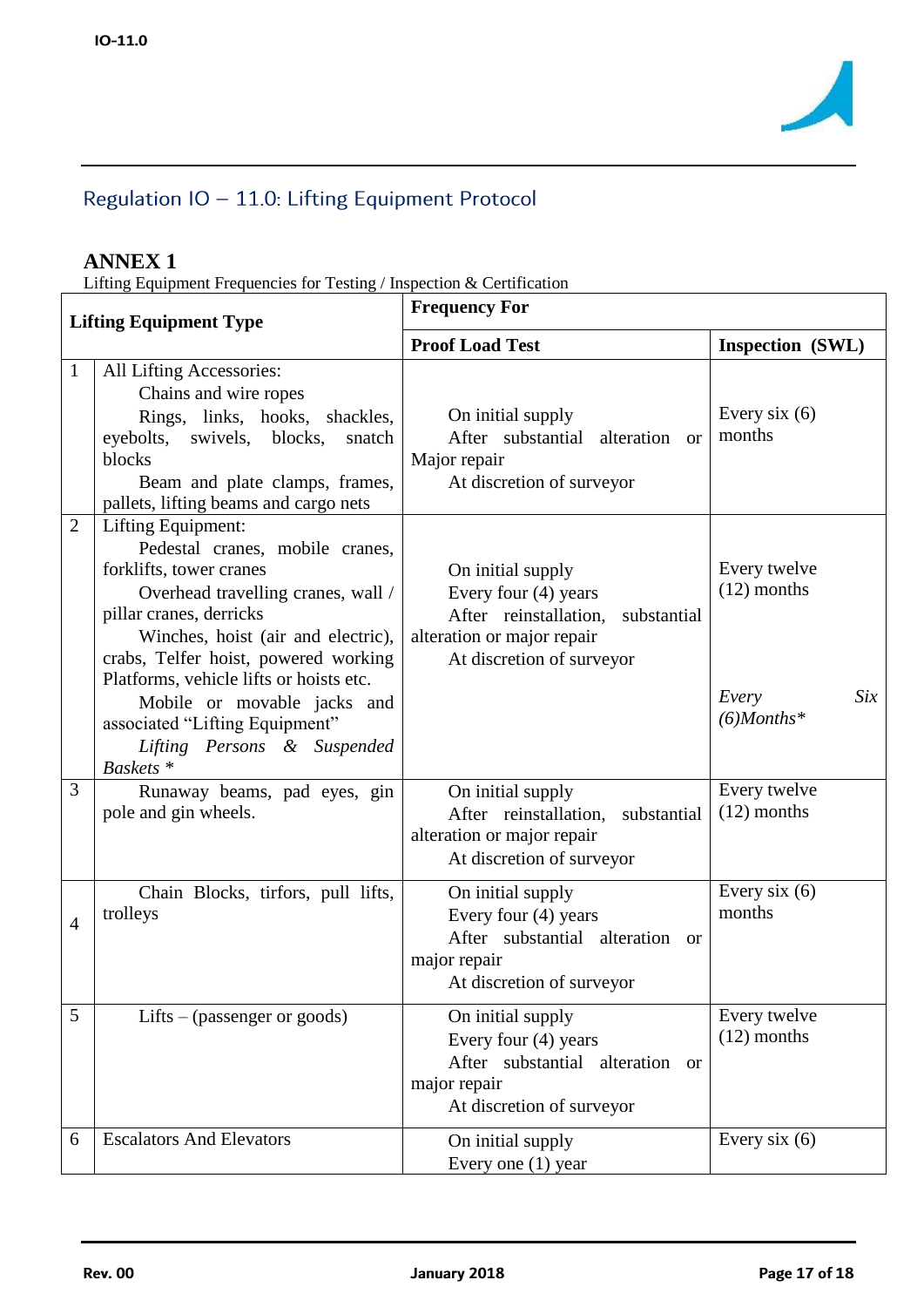## Regulation IO – 11.0: Lifting Equipment Protocol

### ANNEX 1

Lifting Equipment Frequencies for Testing / Inspection & Certification

| | Lifting Equipment Type | Frequency For | |
|---|---|---|---|
| | | **Proof Load Test** | **Inspection (SWL)** |
| 1 | All Lifting Accessories:<br>Chains and wire ropes<br>Rings, links, hooks, shackles, eyebolts, swivels, blocks, snatch blocks<br>Beam and plate clamps, frames, pallets, lifting beams and cargo nets | On initial supply<br>After substantial alteration or Major repair<br>At discretion of surveyor | Every six (6) months |
| 2 | Lifting Equipment:<br>Pedestal cranes, mobile cranes, forklifts, tower cranes<br>Overhead travelling cranes, wall / pillar cranes, derricks<br>Winches, hoist (air and electric), crabs, Telfer hoist, powered working Platforms, vehicle lifts or hoists etc.<br>Mobile or movable jacks and associated "Lifting Equipment"<br>*Lifting Persons & Suspended Baskets \** | On initial supply<br>Every four (4) years<br>After reinstallation, substantial alteration or major repair<br>At discretion of surveyor | Every twelve (12) months<br><br>*Every Six (6)Months\** |
| 3 | Runaway beams, pad eyes, gin pole and gin wheels. | On initial supply<br>After reinstallation, substantial alteration or major repair<br>At discretion of surveyor | Every twelve (12) months |
| 4 | Chain Blocks, tirfors, pull lifts, trolleys | On initial supply<br>Every four (4) years<br>After substantial alteration or major repair<br>At discretion of surveyor | Every six (6) months |
| 5 | Lifts – (passenger or goods) | On initial supply<br>Every four (4) years<br>After substantial alteration or major repair<br>At discretion of surveyor | Every twelve (12) months |
| 6 | Escalators And Elevators | On initial supply<br>Every one (1) year | Every six (6) |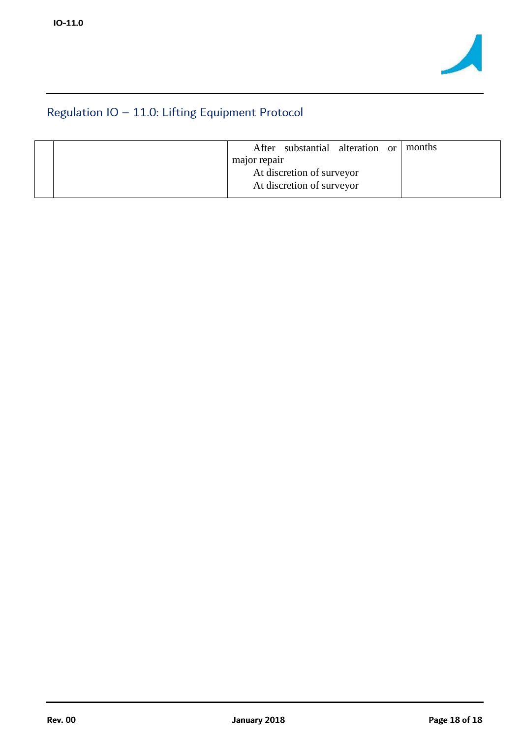## Regulation IO – 11.0: Lifting Equipment Protocol

| | | | |
|---|---|---|---|
| | | After substantial alteration or major repair<br>At discretion of surveyor<br>At discretion of surveyor | months |